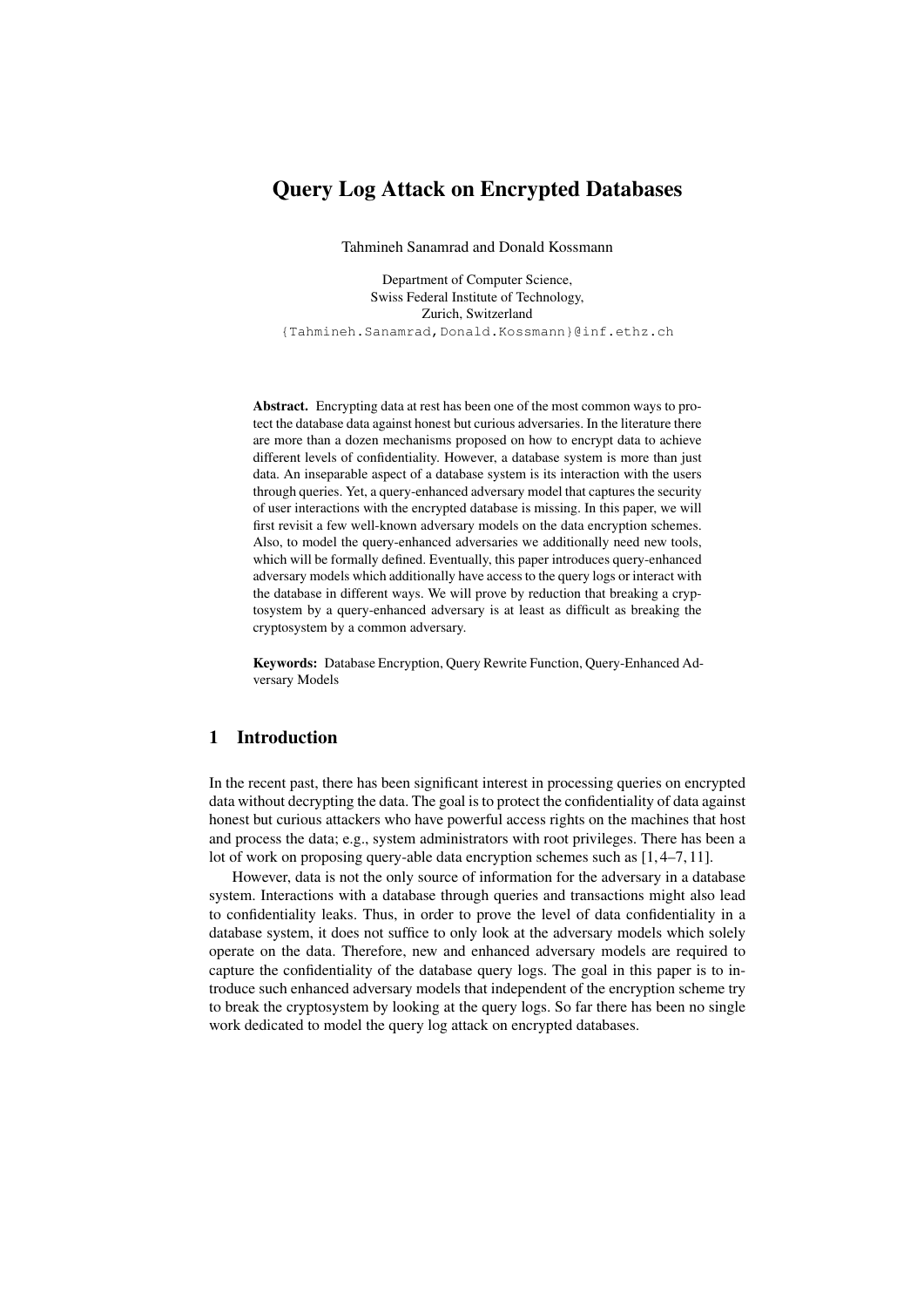# Query Log Attack on Encrypted Databases

Tahmineh Sanamrad and Donald Kossmann

Department of Computer Science,
Swiss Federal Institute of Technology,
Zurich, Switzerland
{Tahmineh.Sanamrad,Donald.Kossmann}@inf.ethz.ch

**Abstract.** Encrypting data at rest has been one of the most common ways to protect the database data against honest but curious adversaries. In the literature there are more than a dozen mechanisms proposed on how to encrypt data to achieve different levels of confidentiality. However, a database system is more than just data. An inseparable aspect of a database system is its interaction with the users through queries. Yet, a query-enhanced adversary model that captures the security of user interactions with the encrypted database is missing. In this paper, we will first revisit a few well-known adversary models on the data encryption schemes. Also, to model the query-enhanced adversaries we additionally need new tools, which will be formally defined. Eventually, this paper introduces query-enhanced adversary models which additionally have access to the query logs or interact with the database in different ways. We will prove by reduction that breaking a cryptosystem by a query-enhanced adversary is at least as difficult as breaking the cryptosystem by a common adversary.

**Keywords:** Database Encryption, Query Rewrite Function, Query-Enhanced Adversary Models

## 1 Introduction

In the recent past, there has been significant interest in processing queries on encrypted data without decrypting the data. The goal is to protect the confidentiality of data against honest but curious attackers who have powerful access rights on the machines that host and process the data; e.g., system administrators with root privileges. There has been a lot of work on proposing query-able data encryption schemes such as [1, 4–7, 11].

However, data is not the only source of information for the adversary in a database system. Interactions with a database through queries and transactions might also lead to confidentiality leaks. Thus, in order to prove the level of data confidentiality in a database system, it does not suffice to only look at the adversary models which solely operate on the data. Therefore, new and enhanced adversary models are required to capture the confidentiality of the database query logs. The goal in this paper is to introduce such enhanced adversary models that independent of the encryption scheme try to break the cryptosystem by looking at the query logs. So far there has been no single work dedicated to model the query log attack on encrypted databases.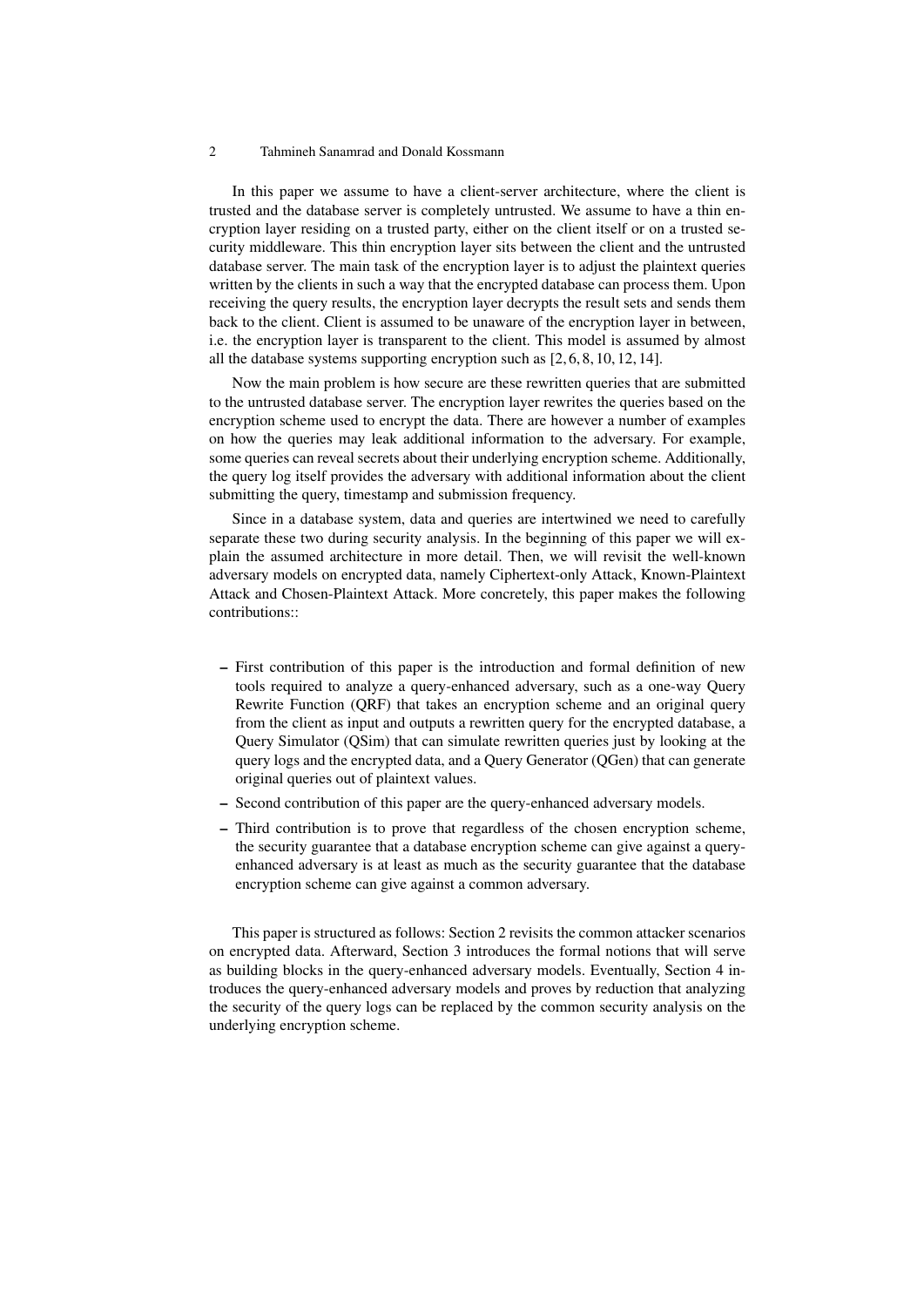In this paper we assume to have a client-server architecture, where the client is trusted and the database server is completely untrusted. We assume to have a thin encryption layer residing on a trusted party, either on the client itself or on a trusted security middleware. This thin encryption layer sits between the client and the untrusted database server. The main task of the encryption layer is to adjust the plaintext queries written by the clients in such a way that the encrypted database can process them. Upon receiving the query results, the encryption layer decrypts the result sets and sends them back to the client. Client is assumed to be unaware of the encryption layer in between, i.e. the encryption layer is transparent to the client. This model is assumed by almost all the database systems supporting encryption such as [2, 6, 8, 10, 12, 14].

Now the main problem is how secure are these rewritten queries that are submitted to the untrusted database server. The encryption layer rewrites the queries based on the encryption scheme used to encrypt the data. There are however a number of examples on how the queries may leak additional information to the adversary. For example, some queries can reveal secrets about their underlying encryption scheme. Additionally, the query log itself provides the adversary with additional information about the client submitting the query, timestamp and submission frequency.

Since in a database system, data and queries are intertwined we need to carefully separate these two during security analysis. In the beginning of this paper we will explain the assumed architecture in more detail. Then, we will revisit the well-known adversary models on encrypted data, namely Ciphertext-only Attack, Known-Plaintext Attack and Chosen-Plaintext Attack. More concretely, this paper makes the following contributions::

- First contribution of this paper is the introduction and formal definition of new tools required to analyze a query-enhanced adversary, such as a one-way Query Rewrite Function (QRF) that takes an encryption scheme and an original query from the client as input and outputs a rewritten query for the encrypted database, a Query Simulator (QSim) that can simulate rewritten queries just by looking at the query logs and the encrypted data, and a Query Generator (QGen) that can generate original queries out of plaintext values.
- Second contribution of this paper are the query-enhanced adversary models.
- Third contribution is to prove that regardless of the chosen encryption scheme, the security guarantee that a database encryption scheme can give against a query-enhanced adversary is at least as much as the security guarantee that the database encryption scheme can give against a common adversary.

This paper is structured as follows: Section 2 revisits the common attacker scenarios on encrypted data. Afterward, Section 3 introduces the formal notions that will serve as building blocks in the query-enhanced adversary models. Eventually, Section 4 introduces the query-enhanced adversary models and proves by reduction that analyzing the security of the query logs can be replaced by the common security analysis on the underlying encryption scheme.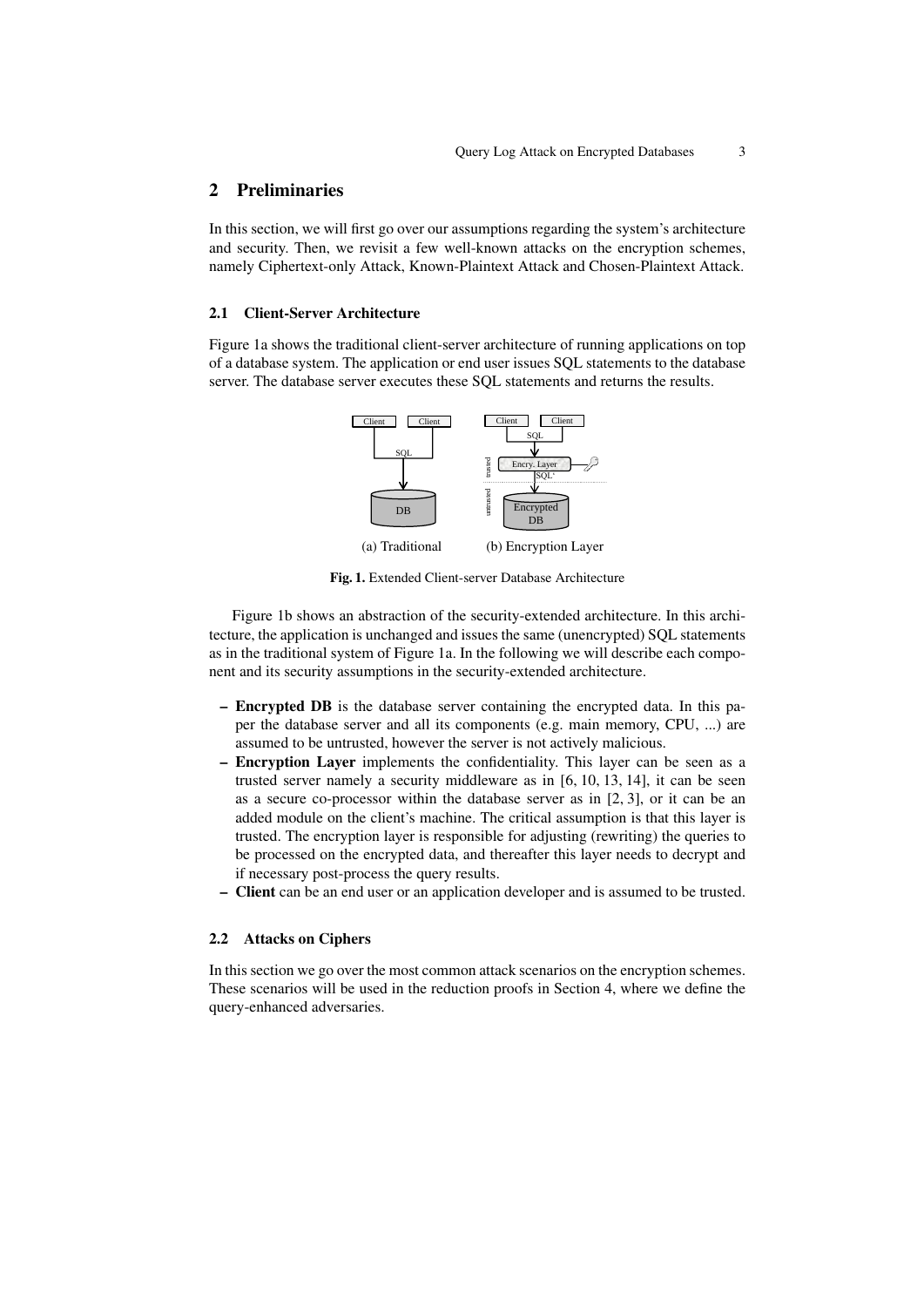## 2 Preliminaries

In this section, we will first go over our assumptions regarding the system's architecture and security. Then, we revisit a few well-known attacks on the encryption schemes, namely Ciphertext-only Attack, Known-Plaintext Attack and Chosen-Plaintext Attack.

### 2.1 Client-Server Architecture

Figure 1a shows the traditional client-server architecture of running applications on top of a database system. The application or end user issues SQL statements to the database server. The database server executes these SQL statements and returns the results.

(a) Traditional (b) Encryption Layer

**Fig. 1.** Extended Client-server Database Architecture

Figure 1b shows an abstraction of the security-extended architecture. In this architecture, the application is unchanged and issues the same (unencrypted) SQL statements as in the traditional system of Figure 1a. In the following we will describe each component and its security assumptions in the security-extended architecture.

- **Encrypted DB** is the database server containing the encrypted data. In this paper the database server and all its components (e.g. main memory, CPU, ...) are assumed to be untrusted, however the server is not actively malicious.
- **Encryption Layer** implements the confidentiality. This layer can be seen as a trusted server namely a security middleware as in [6, 10, 13, 14], it can be seen as a secure co-processor within the database server as in [2, 3], or it can be an added module on the client's machine. The critical assumption is that this layer is trusted. The encryption layer is responsible for adjusting (rewriting) the queries to be processed on the encrypted data, and thereafter this layer needs to decrypt and if necessary post-process the query results.
- **Client** can be an end user or an application developer and is assumed to be trusted.

### 2.2 Attacks on Ciphers

In this section we go over the most common attack scenarios on the encryption schemes. These scenarios will be used in the reduction proofs in Section 4, where we define the query-enhanced adversaries.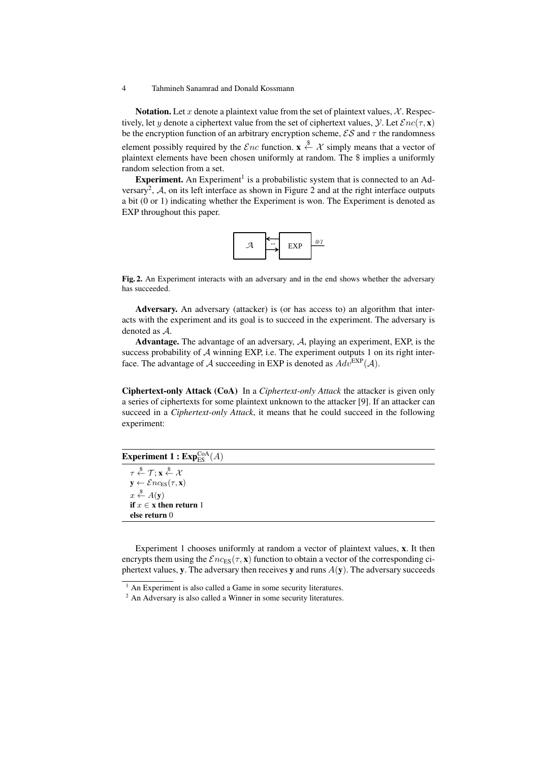**Notation.** Let $x$ denote a plaintext value from the set of plaintext values, $\mathcal{X}$. Respectively, let $y$ denote a ciphertext value from the set of ciphertext values, $\mathcal{Y}$. Let $\mathcal{E}nc(\tau, \mathbf{x})$ be the encryption function of an arbitrary encryption scheme, $\mathcal{ES}$ and $\tau$ the randomness element possibly required by the $\mathcal{E}nc$ function. $\mathbf{x} \xleftarrow{\$} \mathcal{X}$ simply means that a vector of plaintext elements have been chosen uniformly at random. The \$ implies a uniformly random selection from a set.

**Experiment.** An Experiment[1] is a probabilistic system that is connected to an Adversary[2], $\mathcal{A}$, on its left interface as shown in Figure 2 and at the right interface outputs a bit (0 or 1) indicating whether the Experiment is won. The Experiment is denoted as EXP throughout this paper.

**Fig. 2.** An Experiment interacts with an adversary and in the end shows whether the adversary has succeeded.

**Adversary.** An adversary (attacker) is (or has access to) an algorithm that interacts with the experiment and its goal is to succeed in the experiment. The adversary is denoted as $\mathcal{A}$.

**Advantage.** The advantage of an adversary, $\mathcal{A}$, playing an experiment, EXP, is the success probability of $\mathcal{A}$ winning EXP, i.e. The experiment outputs 1 on its right interface. The advantage of $\mathcal{A}$ succeeding in EXP is denoted as $Adv^{\text{EXP}}(\mathcal{A})$.

**Ciphertext-only Attack (CoA)** In a *Ciphertext-only Attack* the attacker is given only a series of ciphertexts for some plaintext unknown to the attacker [9]. If an attacker can succeed in a *Ciphertext-only Attack*, it means that he could succeed in the following experiment:

**Experiment 1 : $\mathbf{Exp}_{\text{ES}}^{\text{CoA}}(A)$**

$\tau \xleftarrow{\$} \mathcal{T}; \mathbf{x} \xleftarrow{\$} \mathcal{X}$
$\mathbf{y} \leftarrow \mathcal{E}nc_{\text{ES}}(\tau, \mathbf{x})$
$x \xleftarrow{\$} A(\mathbf{y})$
**if** $x \in \mathbf{x}$ **then return** 1
**else return** 0

Experiment 1 chooses uniformly at random a vector of plaintext values, $\mathbf{x}$. It then encrypts them using the $\mathcal{E}nc_{\text{ES}}(\tau, \mathbf{x})$ function to obtain a vector of the corresponding ciphertext values, $\mathbf{y}$. The adversary then receives $\mathbf{y}$ and runs $A(\mathbf{y})$. The adversary succeeds

[1] An Experiment is also called a Game in some security literatures.

[2] An Adversary is also called a Winner in some security literatures.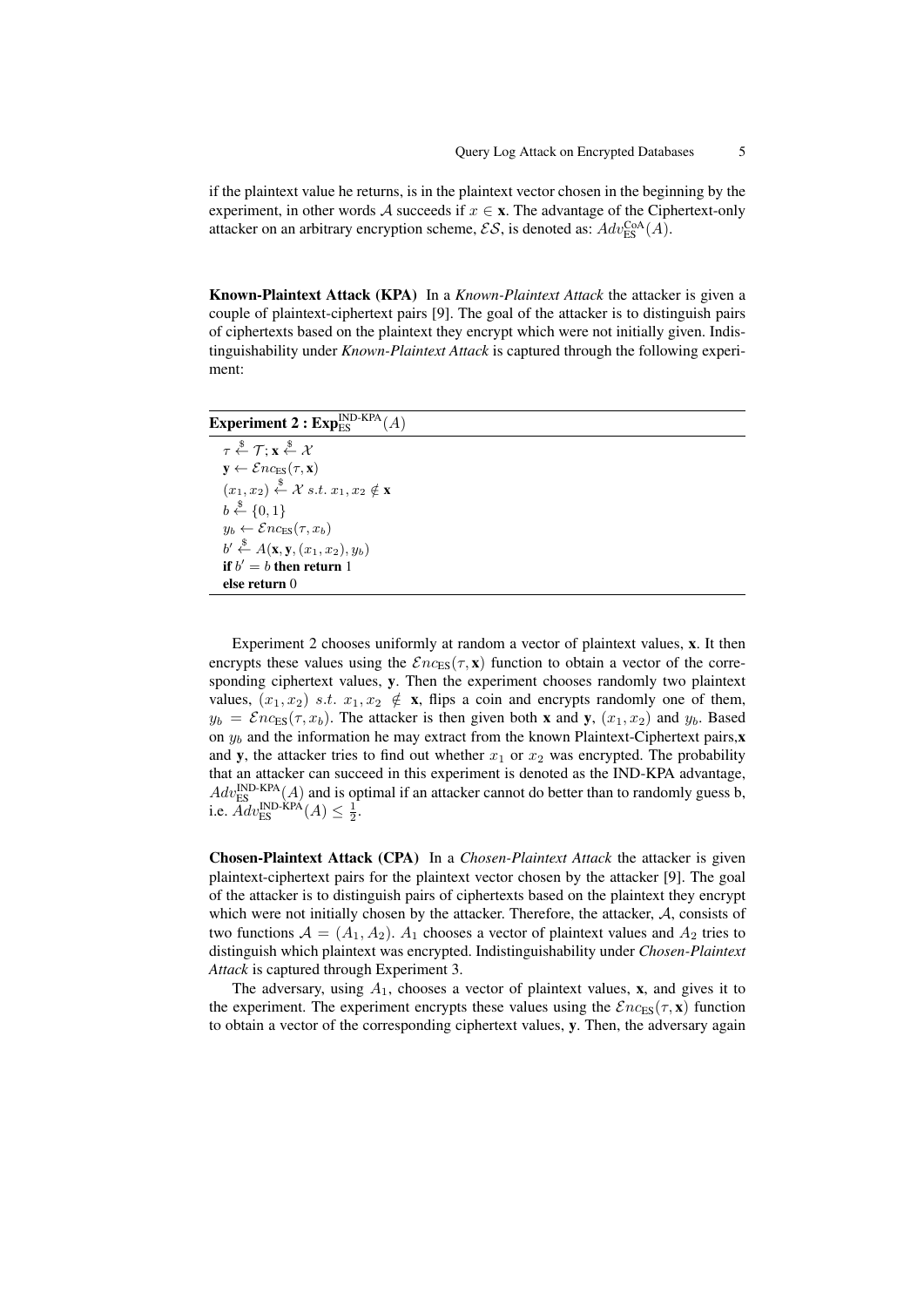if the plaintext value he returns, is in the plaintext vector chosen in the beginning by the experiment, in other words $\mathcal{A}$ succeeds if $x \in \mathbf{x}$. The advantage of the Ciphertext-only attacker on an arbitrary encryption scheme, $\mathcal{ES}$, is denoted as: $Adv_{\text{ES}}^{\text{CoA}}(A)$.

**Known-Plaintext Attack (KPA)** In a *Known-Plaintext Attack* the attacker is given a couple of plaintext-ciphertext pairs [9]. The goal of the attacker is to distinguish pairs of ciphertexts based on the plaintext they encrypt which were not initially given. Indistinguishability under *Known-Plaintext Attack* is captured through the following experiment:

**Experiment 2 : $\mathbf{Exp}_{\text{ES}}^{\text{IND-KPA}}(A)$**

$\tau \xleftarrow{\$} \mathcal{T}; \mathbf{x} \xleftarrow{\$} \mathcal{X}$
$\mathbf{y} \leftarrow \mathcal{E}nc_{\text{ES}}(\tau, \mathbf{x})$
$(x_1, x_2) \xleftarrow{\$} \mathcal{X} \; s.t. \; x_1, x_2 \notin \mathbf{x}$
$b \xleftarrow{\$} \{0, 1\}$
$y_b \leftarrow \mathcal{E}nc_{\text{ES}}(\tau, x_b)$
$b' \xleftarrow{\$} A(\mathbf{x}, \mathbf{y}, (x_1, x_2), y_b)$
**if** $b' = b$ **then return** 1
**else return** 0

Experiment 2 chooses uniformly at random a vector of plaintext values, $\mathbf{x}$. It then encrypts these values using the $\mathcal{E}nc_{\text{ES}}(\tau, \mathbf{x})$ function to obtain a vector of the corresponding ciphertext values, $\mathbf{y}$. Then the experiment chooses randomly two plaintext values, $(x_1, x_2) \; s.t. \; x_1, x_2 \notin \mathbf{x}$, flips a coin and encrypts randomly one of them, $y_b = \mathcal{E}nc_{\text{ES}}(\tau, x_b)$. The attacker is then given both $\mathbf{x}$ and $\mathbf{y}$, $(x_1, x_2)$ and $y_b$. Based on $y_b$ and the information he may extract from the known Plaintext-Ciphertext pairs,$\mathbf{x}$ and $\mathbf{y}$, the attacker tries to find out whether $x_1$ or $x_2$ was encrypted. The probability that an attacker can succeed in this experiment is denoted as the IND-KPA advantage, $Adv_{\text{ES}}^{\text{IND-KPA}}(A)$ and is optimal if an attacker cannot do better than to randomly guess b, i.e. $Adv_{\text{ES}}^{\text{IND-KPA}}(A) \leq \frac{1}{2}$.

**Chosen-Plaintext Attack (CPA)** In a *Chosen-Plaintext Attack* the attacker is given plaintext-ciphertext pairs for the plaintext vector chosen by the attacker [9]. The goal of the attacker is to distinguish pairs of ciphertexts based on the plaintext they encrypt which were not initially chosen by the attacker. Therefore, the attacker, $\mathcal{A}$, consists of two functions $\mathcal{A} = (A_1, A_2)$. $A_1$ chooses a vector of plaintext values and $A_2$ tries to distinguish which plaintext was encrypted. Indistinguishability under *Chosen-Plaintext Attack* is captured through Experiment 3.

The adversary, using $A_1$, chooses a vector of plaintext values, $\mathbf{x}$, and gives it to the experiment. The experiment encrypts these values using the $\mathcal{E}nc_{\text{ES}}(\tau, \mathbf{x})$ function to obtain a vector of the corresponding ciphertext values, $\mathbf{y}$. Then, the adversary again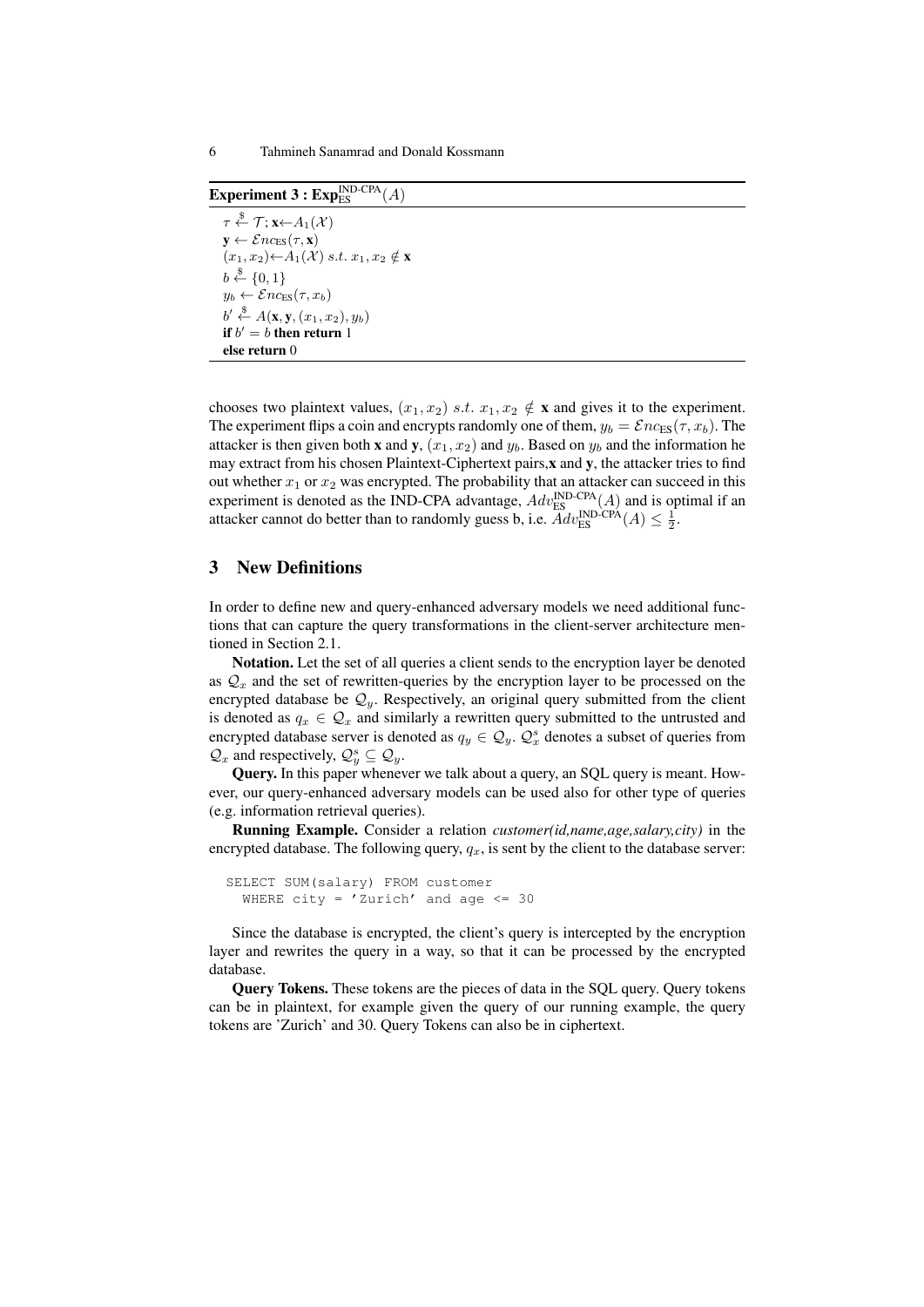**Experiment 3 : $\mathbf{Exp}_{\text{ES}}^{\text{IND-CPA}}(A)$**

$\tau \stackrel{\$}{\leftarrow} \mathcal{T}$; $\mathbf{x} \leftarrow A_1(\mathcal{X})$
$\mathbf{y} \leftarrow \mathcal{E}nc_{\text{ES}}(\tau, \mathbf{x})$
$(x_1, x_2) \leftarrow A_1(\mathcal{X})\ s.t.\ x_1, x_2 \notin \mathbf{x}$
$b \stackrel{\$}{\leftarrow} \{0, 1\}$
$y_b \leftarrow \mathcal{E}nc_{\text{ES}}(\tau, x_b)$
$b' \stackrel{\$}{\leftarrow} A(\mathbf{x}, \mathbf{y}, (x_1, x_2), y_b)$
**if** $b' = b$ **then return** 1
**else return** 0

chooses two plaintext values, $(x_1, x_2)\ s.t.\ x_1, x_2 \notin \mathbf{x}$ and gives it to the experiment. The experiment flips a coin and encrypts randomly one of them, $y_b = \mathcal{E}nc_{\text{ES}}(\tau, x_b)$. The attacker is then given both **x** and **y**, $(x_1, x_2)$ and $y_b$. Based on $y_b$ and the information he may extract from his chosen Plaintext-Ciphertext pairs,**x** and **y**, the attacker tries to find out whether $x_1$ or $x_2$ was encrypted. The probability that an attacker can succeed in this experiment is denoted as the IND-CPA advantage, $Adv_{\text{ES}}^{\text{IND-CPA}}(A)$ and is optimal if an attacker cannot do better than to randomly guess b, i.e. $Adv_{\text{ES}}^{\text{IND-CPA}}(A) \leq \frac{1}{2}$.

## 3 New Definitions

In order to define new and query-enhanced adversary models we need additional functions that can capture the query transformations in the client-server architecture mentioned in Section 2.1.

**Notation.** Let the set of all queries a client sends to the encryption layer be denoted as $\mathcal{Q}_x$ and the set of rewritten-queries by the encryption layer to be processed on the encrypted database be $\mathcal{Q}_y$. Respectively, an original query submitted from the client is denoted as $q_x \in \mathcal{Q}_x$ and similarly a rewritten query submitted to the untrusted and encrypted database server is denoted as $q_y \in \mathcal{Q}_y$. $\mathcal{Q}_x^s$ denotes a subset of queries from $\mathcal{Q}_x$ and respectively, $\mathcal{Q}_y^s \subseteq \mathcal{Q}_y$.

**Query.** In this paper whenever we talk about a query, an SQL query is meant. However, our query-enhanced adversary models can be used also for other type of queries (e.g. information retrieval queries).

**Running Example.** Consider a relation *customer(id,name,age,salary,city)* in the encrypted database. The following query, $q_x$, is sent by the client to the database server:

```
SELECT SUM(salary) FROM customer
  WHERE city = 'Zurich' and age <= 30
```

Since the database is encrypted, the client's query is intercepted by the encryption layer and rewrites the query in a way, so that it can be processed by the encrypted database.

**Query Tokens.** These tokens are the pieces of data in the SQL query. Query tokens can be in plaintext, for example given the query of our running example, the query tokens are 'Zurich' and 30. Query Tokens can also be in ciphertext.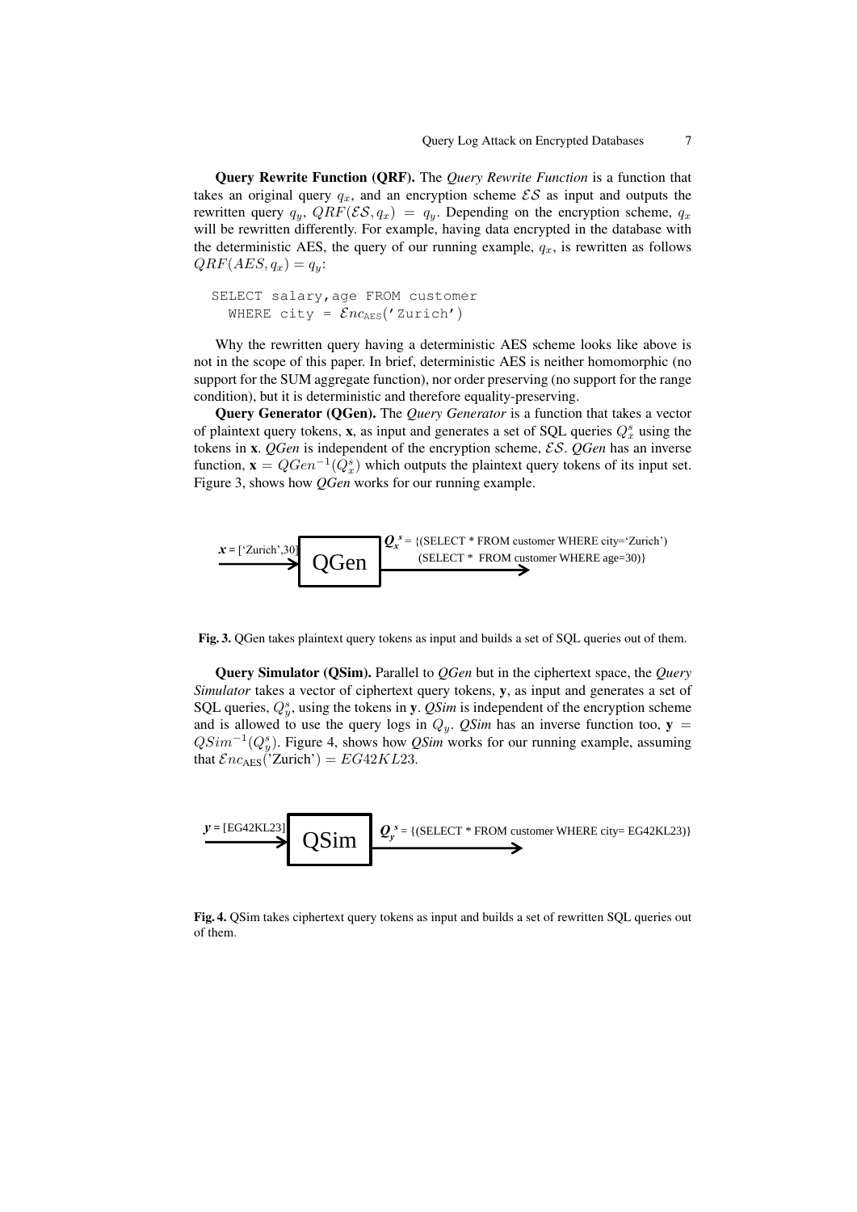**Query Rewrite Function (QRF).** The *Query Rewrite Function* is a function that takes an original query $q_x$, and an encryption scheme $\mathcal{ES}$ as input and outputs the rewritten query $q_y$, $QRF(\mathcal{ES}, q_x) = q_y$. Depending on the encryption scheme, $q_x$ will be rewritten differently. For example, having data encrypted in the database with the deterministic AES, the query of our running example, $q_x$, is rewritten as follows $QRF(AES, q_x) = q_y$:

```
SELECT salary,age FROM customer
  WHERE city = Enc_AES('Zurich')
```

Why the rewritten query having a deterministic AES scheme looks like above is not in the scope of this paper. In brief, deterministic AES is neither homomorphic (no support for the SUM aggregate function), nor order preserving (no support for the range condition), but it is deterministic and therefore equality-preserving.

**Query Generator (QGen).** The *Query Generator* is a function that takes a vector of plaintext query tokens, **x**, as input and generates a set of SQL queries $Q_x^s$ using the tokens in **x**. *QGen* is independent of the encryption scheme, $\mathcal{ES}$. *QGen* has an inverse function, $\mathbf{x} = QGen^{-1}(Q_x^s)$ which outputs the plaintext query tokens of its input set. Figure 3, shows how *QGen* works for our running example.

$\boldsymbol{x}$ = ['Zurich',30] → QGen → $\boldsymbol{Q_x^s}$ = {(SELECT * FROM customer WHERE city='Zurich') (SELECT * FROM customer WHERE age=30)}

**Fig. 3.** QGen takes plaintext query tokens as input and builds a set of SQL queries out of them.

**Query Simulator (QSim).** Parallel to *QGen* but in the ciphertext space, the *Query Simulator* takes a vector of ciphertext query tokens, **y**, as input and generates a set of SQL queries, $Q_y^s$, using the tokens in **y**. *QSim* is independent of the encryption scheme and is allowed to use the query logs in $Q_y$. *QSim* has an inverse function too, $\mathbf{y} = QSim^{-1}(Q_y^s)$. Figure 4, shows how *QSim* works for our running example, assuming that $\mathcal{E}nc_{\text{AES}}(\text{'Zurich'}) = EG42KL23$.

$\boldsymbol{y}$ = [EG42KL23] → QSim → $\boldsymbol{Q_y^s}$ = {(SELECT * FROM customer WHERE city= EG42KL23)}

**Fig. 4.** QSim takes ciphertext query tokens as input and builds a set of rewritten SQL queries out of them.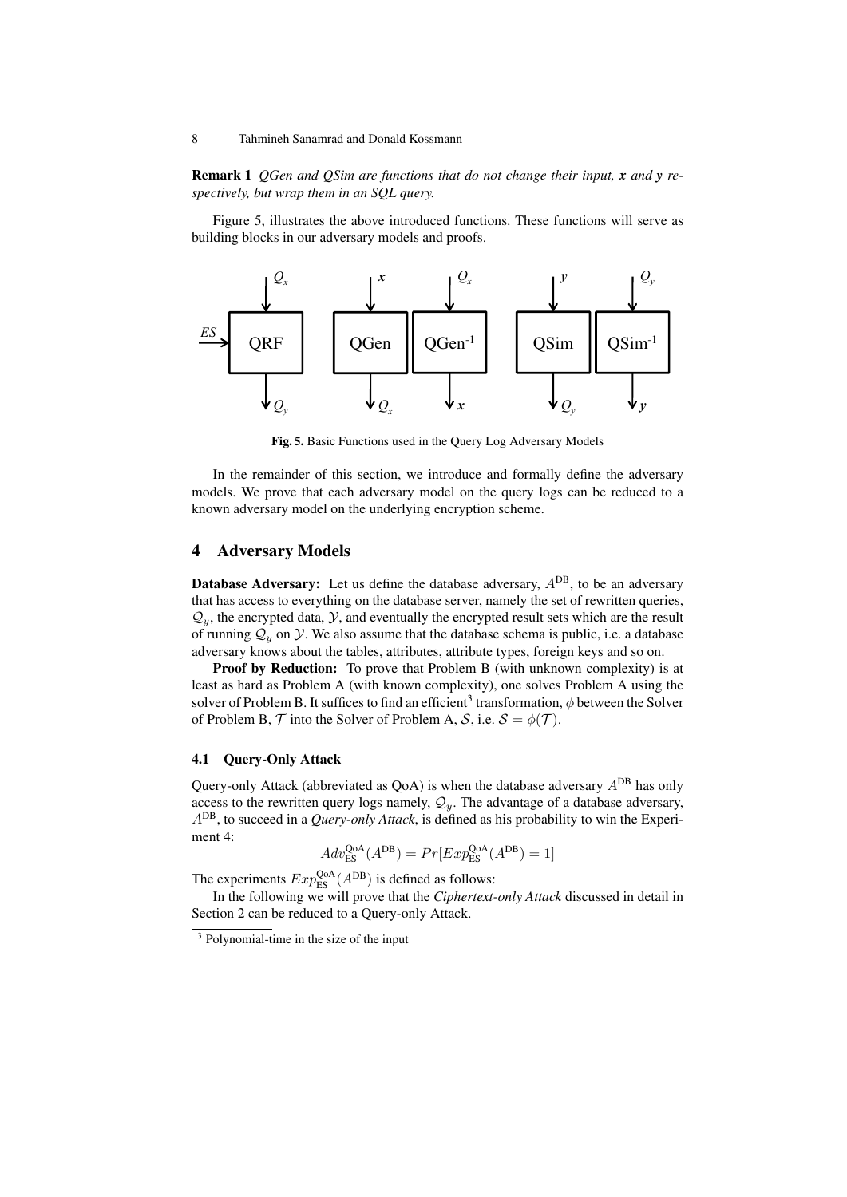**Remark 1** *QGen and QSim are functions that do not change their input, **x** and **y** respectively, but wrap them in an SQL query.*

Figure 5, illustrates the above introduced functions. These functions will serve as building blocks in our adversary models and proofs.

**Fig. 5.** Basic Functions used in the Query Log Adversary Models

In the remainder of this section, we introduce and formally define the adversary models. We prove that each adversary model on the query logs can be reduced to a known adversary model on the underlying encryption scheme.

## 4 Adversary Models

**Database Adversary:** Let us define the database adversary, $A^{\text{DB}}$, to be an adversary that has access to everything on the database server, namely the set of rewritten queries, $\mathcal{Q}_y$, the encrypted data, $\mathcal{Y}$, and eventually the encrypted result sets which are the result of running $\mathcal{Q}_y$ on $\mathcal{Y}$. We also assume that the database schema is public, i.e. a database adversary knows about the tables, attributes, attribute types, foreign keys and so on.

**Proof by Reduction:** To prove that Problem B (with unknown complexity) is at least as hard as Problem A (with known complexity), one solves Problem A using the solver of Problem B. It suffices to find an efficient[3] transformation, $\phi$ between the Solver of Problem B, $\mathcal{T}$ into the Solver of Problem A, $\mathcal{S}$, i.e. $\mathcal{S} = \phi(\mathcal{T})$.

### 4.1 Query-Only Attack

Query-only Attack (abbreviated as QoA) is when the database adversary $A^{\text{DB}}$ has only access to the rewritten query logs namely, $\mathcal{Q}_y$. The advantage of a database adversary, $A^{\text{DB}}$, to succeed in a *Query-only Attack*, is defined as his probability to win the Experiment 4:

$$Adv_{\text{ES}}^{\text{QoA}}(A^{\text{DB}}) = Pr[Exp_{\text{ES}}^{\text{QoA}}(A^{\text{DB}}) = 1]$$

The experiments $Exp_{\text{ES}}^{\text{QoA}}(A^{\text{DB}})$ is defined as follows:

In the following we will prove that the *Ciphertext-only Attack* discussed in detail in Section 2 can be reduced to a Query-only Attack.

[3] Polynomial-time in the size of the input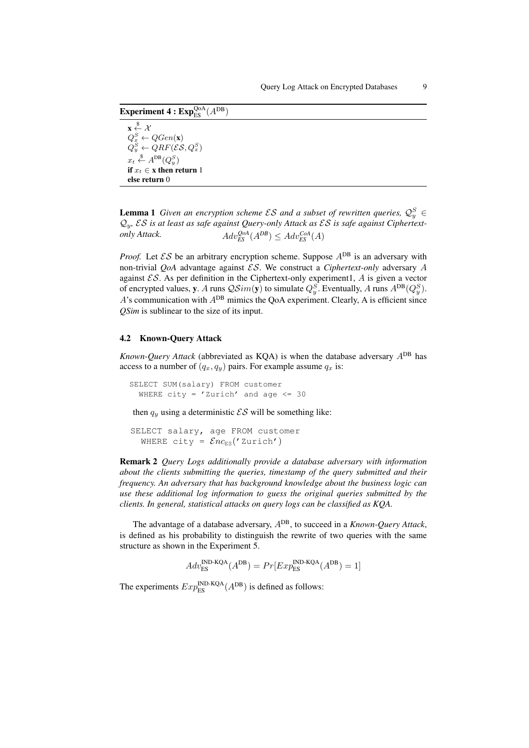**Experiment 4 : $\mathbf{Exp}_{\text{ES}}^{\text{QoA}}(A^{\text{DB}})$**

$\mathbf{x} \xleftarrow{\$} \mathcal{X}$
$Q_x^S \leftarrow QGen(\mathbf{x})$
$Q_y^S \leftarrow QRF(\mathcal{ES}, Q_x^S)$
$x_t \xleftarrow{\$} A^{\text{DB}}(Q_y^S)$
**if** $x_t \in \mathbf{x}$ **then return** 1
**else return** 0

**Lemma 1** *Given an encryption scheme $\mathcal{ES}$ and a subset of rewritten queries, $\mathcal{Q}_y^S \in \mathcal{Q}_y$, $\mathcal{ES}$ is at least as safe against Query-only Attack as $\mathcal{ES}$ is safe against Ciphertext-only Attack.* $Adv_{ES}^{QoA}(A^{DB}) \leq Adv_{ES}^{CoA}(A)$

*Proof.* Let $\mathcal{ES}$ be an arbitrary encryption scheme. Suppose $A^{\text{DB}}$ is an adversary with non-trivial *QoA* advantage against $\mathcal{ES}$. We construct a *Ciphertext-only* adversary $A$ against $\mathcal{ES}$. As per definition in the Ciphertext-only experiment1, $A$ is given a vector of encrypted values, $\mathbf{y}$. $A$ runs $\mathcal{QS}im(\mathbf{y})$ to simulate $Q_y^S$. Eventually, $A$ runs $A^{\text{DB}}(Q_y^S)$. $A$'s communication with $A^{\text{DB}}$ mimics the QoA experiment. Clearly, A is efficient since *QSim* is sublinear to the size of its input.

### 4.2 Known-Query Attack

*Known-Query Attack* (abbreviated as KQA) is when the database adversary $A^{\text{DB}}$ has access to a number of $(q_x, q_y)$ pairs. For example assume $q_x$ is:

```
SELECT SUM(salary) FROM customer
  WHERE city = 'Zurich' and age <= 30
```

then $q_y$ using a deterministic $\mathcal{ES}$ will be something like:

```
SELECT salary, age FROM customer
  WHERE city = Enc_ES('Zurich')
```

**Remark 2** *Query Logs additionally provide a database adversary with information about the clients submitting the queries, timestamp of the query submitted and their frequency. An adversary that has background knowledge about the business logic can use these additional log information to guess the original queries submitted by the clients. In general, statistical attacks on query logs can be classified as KQA.*

The advantage of a database adversary, $A^{\text{DB}}$, to succeed in a *Known-Query Attack*, is defined as his probability to distinguish the rewrite of two queries with the same structure as shown in the Experiment 5.

$$Adv_{\text{ES}}^{\text{IND-KQA}}(A^{\text{DB}}) = Pr[Exp_{\text{ES}}^{\text{IND-KQA}}(A^{\text{DB}}) = 1]$$

The experiments $Exp_{\text{ES}}^{\text{IND-KQA}}(A^{\text{DB}})$ is defined as follows: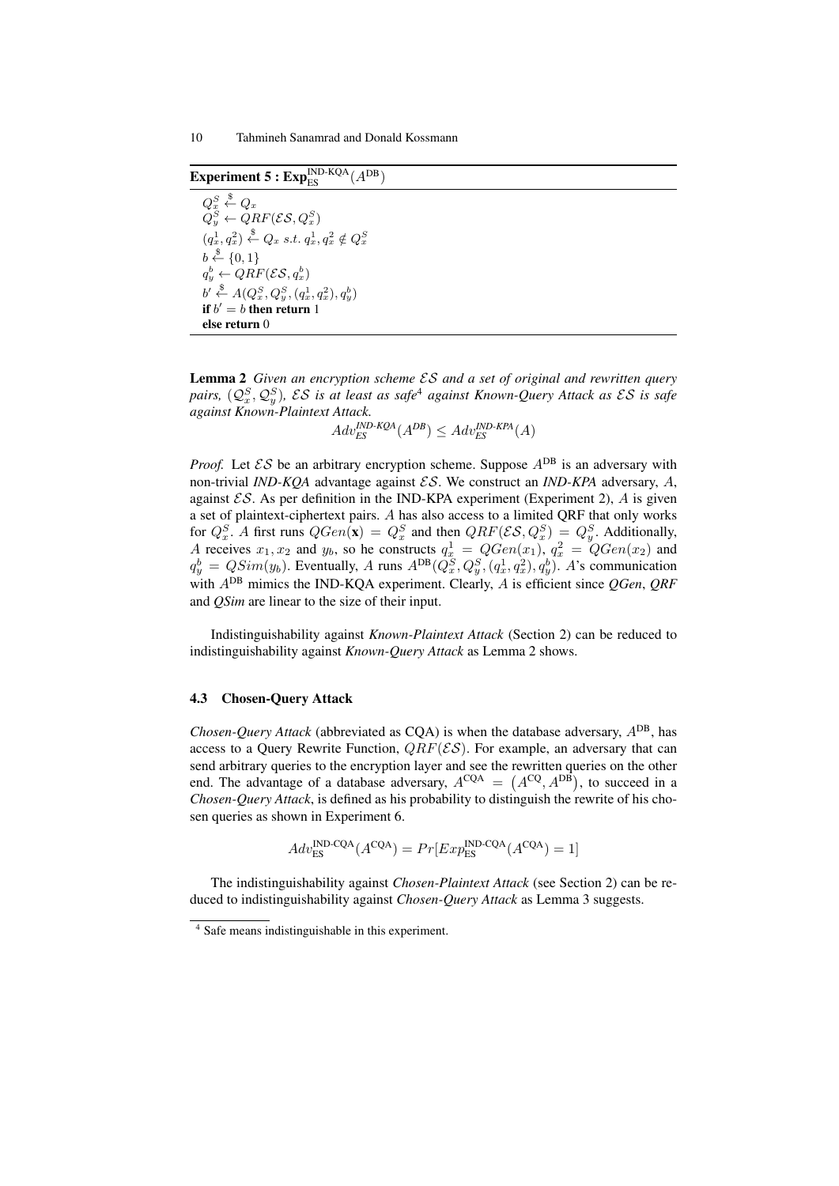**Experiment 5 : $\mathbf{Exp}_{\text{ES}}^{\text{IND-KQA}}(A^{\text{DB}})$**

$Q_x^S \xleftarrow{\$} Q_x$
$Q_y^S \leftarrow QRF(\mathcal{ES}, Q_x^S)$
$(q_x^1, q_x^2) \xleftarrow{\$} Q_x \; s.t. \; q_x^1, q_x^2 \notin Q_x^S$
$b \xleftarrow{\$} \{0,1\}$
$q_y^b \leftarrow QRF(\mathcal{ES}, q_x^b)$
$b' \xleftarrow{\$} A(Q_x^S, Q_y^S, (q_x^1, q_x^2), q_y^b)$
**if** $b' = b$ **then return** 1
**else return** 0

**Lemma 2** *Given an encryption scheme $\mathcal{ES}$ and a set of original and rewritten query pairs, $(\mathcal{Q}_x^S, \mathcal{Q}_y^S)$, $\mathcal{ES}$ is at least as safe*[4] *against Known-Query Attack as $\mathcal{ES}$ is safe against Known-Plaintext Attack.*

$$Adv_{ES}^{IND\text{-}KQA}(A^{DB}) \leq Adv_{ES}^{IND\text{-}KPA}(A)$$

*Proof.* Let $\mathcal{ES}$ be an arbitrary encryption scheme. Suppose $A^{\text{DB}}$ is an adversary with non-trivial *IND-KQA* advantage against $\mathcal{ES}$. We construct an *IND-KPA* adversary, $A$, against $\mathcal{ES}$. As per definition in the IND-KPA experiment (Experiment 2), $A$ is given a set of plaintext-ciphertext pairs. $A$ has also access to a limited QRF that only works for $Q_x^S$. $A$ first runs $QGen(\mathbf{x}) = Q_x^S$ and then $QRF(\mathcal{ES}, Q_x^S) = Q_y^S$. Additionally, $A$ receives $x_1, x_2$ and $y_b$, so he constructs $q_x^1 = QGen(x_1)$, $q_x^2 = QGen(x_2)$ and $q_y^b = QSim(y_b)$. Eventually, $A$ runs $A^{\text{DB}}(Q_x^S, Q_y^S, (q_x^1, q_x^2), q_y^b)$. $A$'s communication with $A^{\text{DB}}$ mimics the IND-KQA experiment. Clearly, $A$ is efficient since *QGen*, *QRF* and *QSim* are linear to the size of their input.

Indistinguishability against *Known-Plaintext Attack* (Section 2) can be reduced to indistinguishability against *Known-Query Attack* as Lemma 2 shows.

### 4.3 Chosen-Query Attack

*Chosen-Query Attack* (abbreviated as CQA) is when the database adversary, $A^{\text{DB}}$, has access to a Query Rewrite Function, $QRF(\mathcal{ES})$. For example, an adversary that can send arbitrary queries to the encryption layer and see the rewritten queries on the other end. The advantage of a database adversary, $A^{\text{CQA}} = (A^{\text{CQ}}, A^{\text{DB}})$, to succeed in a *Chosen-Query Attack*, is defined as his probability to distinguish the rewrite of his chosen queries as shown in Experiment 6.

$$Adv_{\text{ES}}^{\text{IND-CQA}}(A^{\text{CQA}}) = Pr[Exp_{\text{ES}}^{\text{IND-CQA}}(A^{\text{CQA}}) = 1]$$

The indistinguishability against *Chosen-Plaintext Attack* (see Section 2) can be reduced to indistinguishability against *Chosen-Query Attack* as Lemma 3 suggests.

[4] Safe means indistinguishable in this experiment.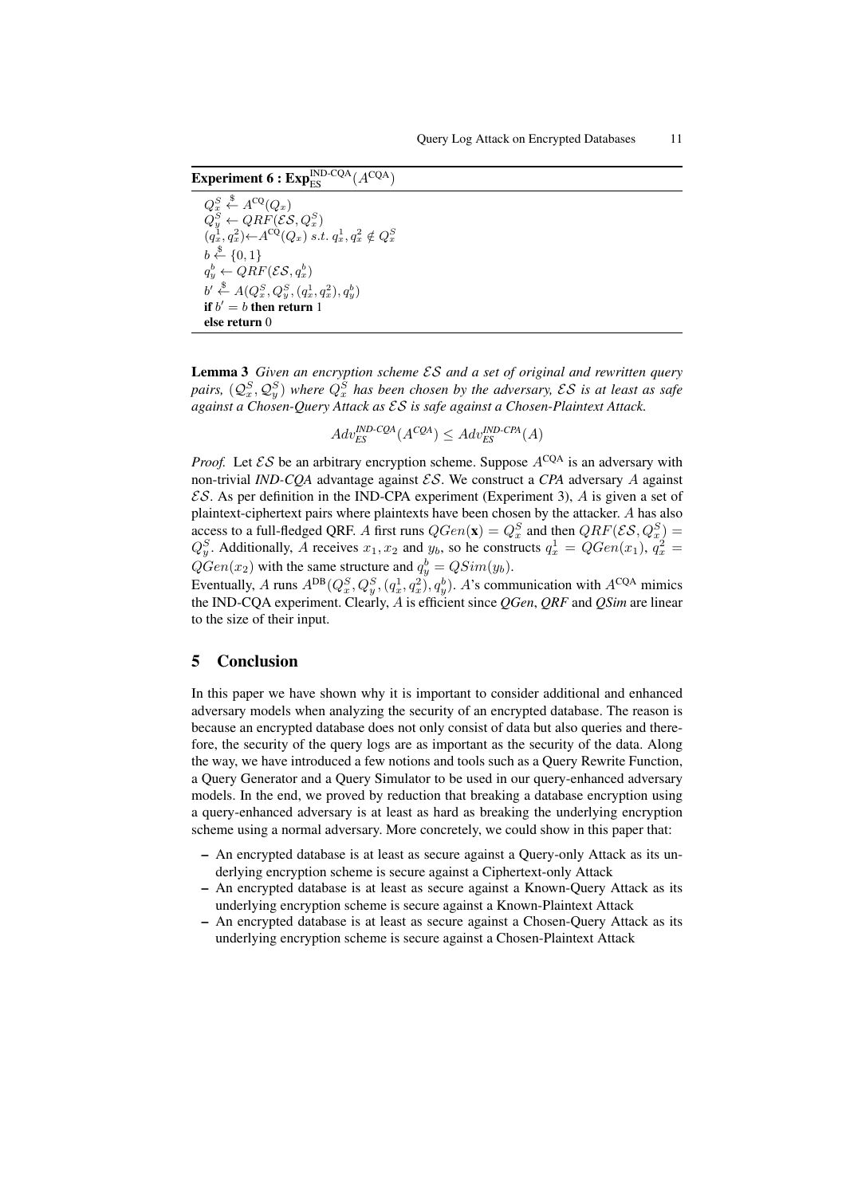**Experiment 6 : $\mathbf{Exp}_{\text{ES}}^{\text{IND-CQA}}(A^{\text{CQA}})$**

$Q_x^S \xleftarrow{\$} A^{\text{CQ}}(Q_x)$
$Q_y^S \leftarrow QRF(\mathcal{ES}, Q_x^S)$
$(q_x^1, q_x^2) \leftarrow A^{\text{CQ}}(Q_x)\ s.t.\ q_x^1, q_x^2 \notin Q_x^S$
$b \xleftarrow{\$} \{0, 1\}$
$q_y^b \leftarrow QRF(\mathcal{ES}, q_x^b)$
$b' \xleftarrow{\$} A(Q_x^S, Q_y^S, (q_x^1, q_x^2), q_y^b)$
**if** $b' = b$ **then return** 1
**else return** 0

**Lemma 3** *Given an encryption scheme $\mathcal{ES}$ and a set of original and rewritten query pairs, $(\mathcal{Q}_x^S, \mathcal{Q}_y^S)$ where $Q_x^S$ has been chosen by the adversary, $\mathcal{ES}$ is at least as safe against a Chosen-Query Attack as $\mathcal{ES}$ is safe against a Chosen-Plaintext Attack.*

$$Adv_{ES}^{\textit{IND-CQA}}(A^{\textit{CQA}}) \leq Adv_{ES}^{\textit{IND-CPA}}(A)$$

*Proof.* Let $\mathcal{ES}$ be an arbitrary encryption scheme. Suppose $A^{\text{CQA}}$ is an adversary with non-trivial *IND-CQA* advantage against $\mathcal{ES}$. We construct a *CPA* adversary $A$ against $\mathcal{ES}$. As per definition in the IND-CPA experiment (Experiment 3), $A$ is given a set of plaintext-ciphertext pairs where plaintexts have been chosen by the attacker. $A$ has also access to a full-fledged QRF. $A$ first runs $QGen(\mathbf{x}) = Q_x^S$ and then $QRF(\mathcal{ES}, Q_x^S) = Q_y^S$. Additionally, $A$ receives $x_1, x_2$ and $y_b$, so he constructs $q_x^1 = QGen(x_1)$, $q_x^2 = QGen(x_2)$ with the same structure and $q_y^b = QSim(y_b)$.
Eventually, $A$ runs $A^{\text{DB}}(Q_x^S, Q_y^S, (q_x^1, q_x^2), q_y^b)$. $A$'s communication with $A^{\text{CQA}}$ mimics the IND-CQA experiment. Clearly, $A$ is efficient since *QGen*, *QRF* and *QSim* are linear to the size of their input.

## 5 Conclusion

In this paper we have shown why it is important to consider additional and enhanced adversary models when analyzing the security of an encrypted database. The reason is because an encrypted database does not only consist of data but also queries and therefore, the security of the query logs are as important as the security of the data. Along the way, we have introduced a few notions and tools such as a Query Rewrite Function, a Query Generator and a Query Simulator to be used in our query-enhanced adversary models. In the end, we proved by reduction that breaking a database encryption using a query-enhanced adversary is at least as hard as breaking the underlying encryption scheme using a normal adversary. More concretely, we could show in this paper that:

- An encrypted database is at least as secure against a Query-only Attack as its underlying encryption scheme is secure against a Ciphertext-only Attack
- An encrypted database is at least as secure against a Known-Query Attack as its underlying encryption scheme is secure against a Known-Plaintext Attack
- An encrypted database is at least as secure against a Chosen-Query Attack as its underlying encryption scheme is secure against a Chosen-Plaintext Attack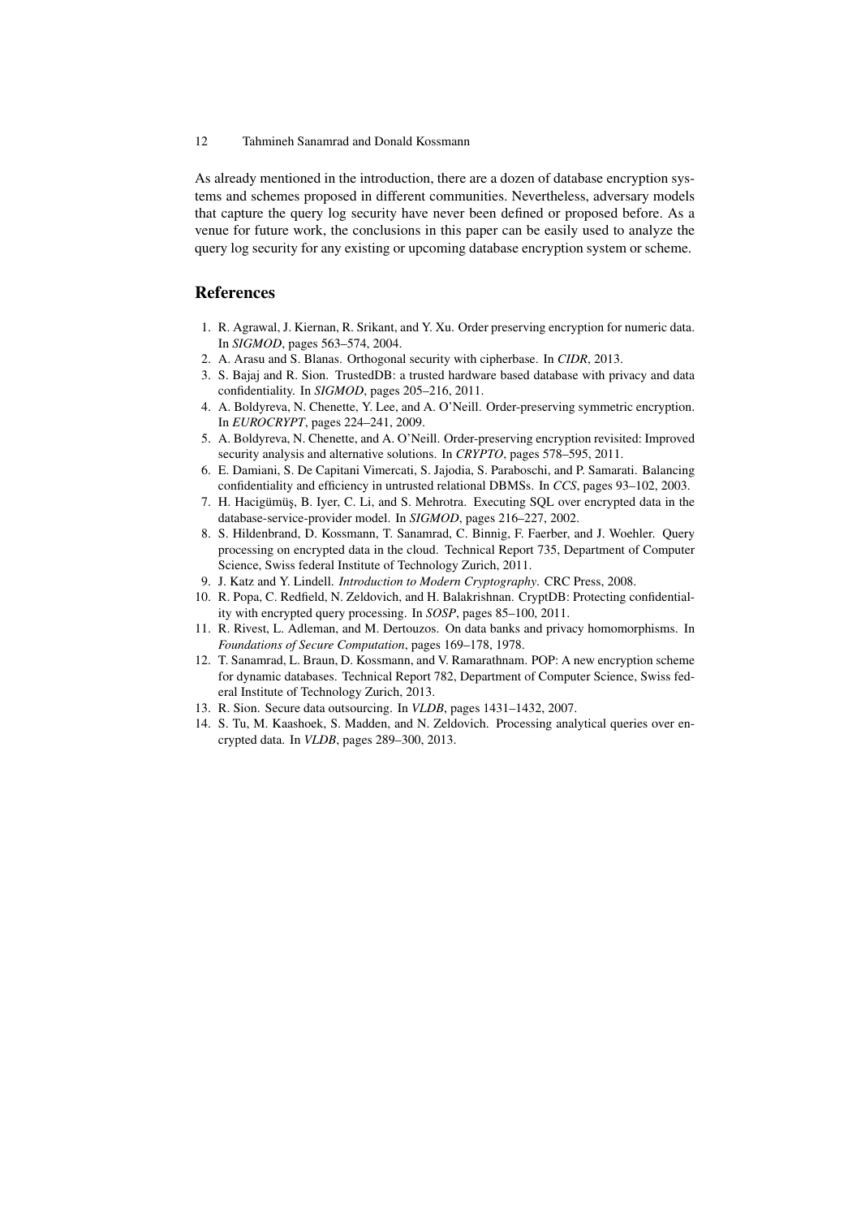As already mentioned in the introduction, there are a dozen of database encryption systems and schemes proposed in different communities. Nevertheless, adversary models that capture the query log security have never been defined or proposed before. As a venue for future work, the conclusions in this paper can be easily used to analyze the query log security for any existing or upcoming database encryption system or scheme.

## References

1. R. Agrawal, J. Kiernan, R. Srikant, and Y. Xu. Order preserving encryption for numeric data. In *SIGMOD*, pages 563–574, 2004.
2. A. Arasu and S. Blanas. Orthogonal security with cipherbase. In *CIDR*, 2013.
3. S. Bajaj and R. Sion. TrustedDB: a trusted hardware based database with privacy and data confidentiality. In *SIGMOD*, pages 205–216, 2011.
4. A. Boldyreva, N. Chenette, Y. Lee, and A. O'Neill. Order-preserving symmetric encryption. In *EUROCRYPT*, pages 224–241, 2009.
5. A. Boldyreva, N. Chenette, and A. O'Neill. Order-preserving encryption revisited: Improved security analysis and alternative solutions. In *CRYPTO*, pages 578–595, 2011.
6. E. Damiani, S. De Capitani Vimercati, S. Jajodia, S. Paraboschi, and P. Samarati. Balancing confidentiality and efficiency in untrusted relational DBMSs. In *CCS*, pages 93–102, 2003.
7. H. Hacigümüş, B. Iyer, C. Li, and S. Mehrotra. Executing SQL over encrypted data in the database-service-provider model. In *SIGMOD*, pages 216–227, 2002.
8. S. Hildenbrand, D. Kossmann, T. Sanamrad, C. Binnig, F. Faerber, and J. Woehler. Query processing on encrypted data in the cloud. Technical Report 735, Department of Computer Science, Swiss federal Institute of Technology Zurich, 2011.
9. J. Katz and Y. Lindell. *Introduction to Modern Cryptography*. CRC Press, 2008.
10. R. Popa, C. Redfield, N. Zeldovich, and H. Balakrishnan. CryptDB: Protecting confidentiality with encrypted query processing. In *SOSP*, pages 85–100, 2011.
11. R. Rivest, L. Adleman, and M. Dertouzos. On data banks and privacy homomorphisms. In *Foundations of Secure Computation*, pages 169–178, 1978.
12. T. Sanamrad, L. Braun, D. Kossmann, and V. Ramarathnam. POP: A new encryption scheme for dynamic databases. Technical Report 782, Department of Computer Science, Swiss federal Institute of Technology Zurich, 2013.
13. R. Sion. Secure data outsourcing. In *VLDB*, pages 1431–1432, 2007.
14. S. Tu, M. Kaashoek, S. Madden, and N. Zeldovich. Processing analytical queries over encrypted data. In *VLDB*, pages 289–300, 2013.